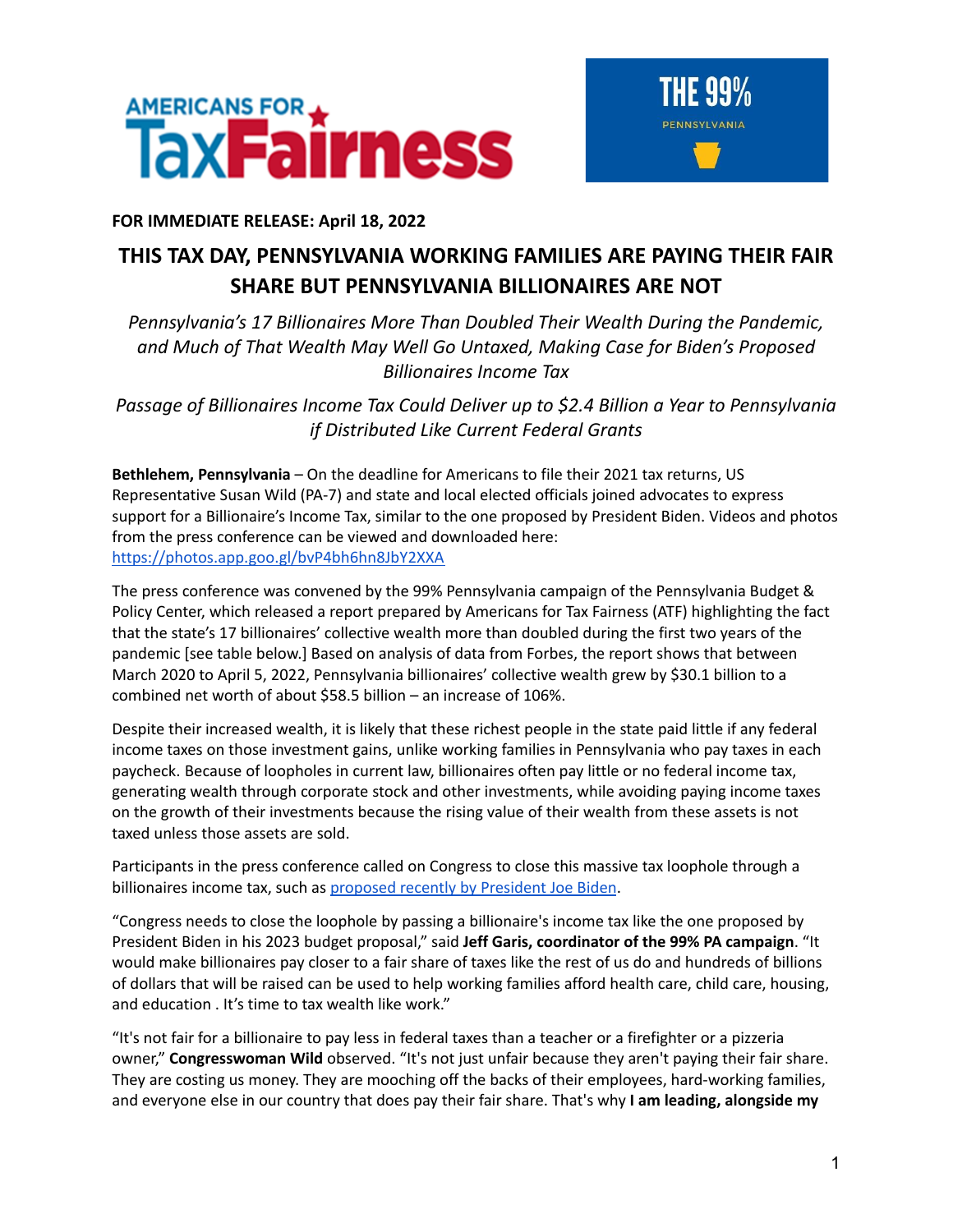AMERICANS FOR TaxFairness

THE 99% PENNSYLVANIA

**FOR IMMEDIATE RELEASE: April 18, 2022**

# THIS TAX DAY, PENNSYLVANIA WORKING FAMILIES ARE PAYING THEIR FAIR SHARE BUT PENNSYLVANIA BILLIONAIRES ARE NOT

*Pennsylvania's 17 Billionaires More Than Doubled Their Wealth During the Pandemic, and Much of That Wealth May Well Go Untaxed, Making Case for Biden's Proposed Billionaires Income Tax*

*Passage of Billionaires Income Tax Could Deliver up to $2.4 Billion a Year to Pennsylvania if Distributed Like Current Federal Grants*

**Bethlehem, Pennsylvania** – On the deadline for Americans to file their 2021 tax returns, US Representative Susan Wild (PA-7) and state and local elected officials joined advocates to express support for a Billionaire's Income Tax, similar to the one proposed by President Biden. Videos and photos from the press conference can be viewed and downloaded here: https://photos.app.goo.gl/bvP4bh6hn8JbY2XXA

The press conference was convened by the 99% Pennsylvania campaign of the Pennsylvania Budget & Policy Center, which released a report prepared by Americans for Tax Fairness (ATF) highlighting the fact that the state's 17 billionaires' collective wealth more than doubled during the first two years of the pandemic [see table below.] Based on analysis of data from Forbes, the report shows that between March 2020 to April 5, 2022, Pennsylvania billionaires' collective wealth grew by $30.1 billion to a combined net worth of about $58.5 billion – an increase of 106%.

Despite their increased wealth, it is likely that these richest people in the state paid little if any federal income taxes on those investment gains, unlike working families in Pennsylvania who pay taxes in each paycheck. Because of loopholes in current law, billionaires often pay little or no federal income tax, generating wealth through corporate stock and other investments, while avoiding paying income taxes on the growth of their investments because the rising value of their wealth from these assets is not taxed unless those assets are sold.

Participants in the press conference called on Congress to close this massive tax loophole through a billionaires income tax, such as proposed recently by President Joe Biden.

"Congress needs to close the loophole by passing a billionaire's income tax like the one proposed by President Biden in his 2023 budget proposal," said **Jeff Garis, coordinator of the 99% PA campaign**. "It would make billionaires pay closer to a fair share of taxes like the rest of us do and hundreds of billions of dollars that will be raised can be used to help working families afford health care, child care, housing, and education . It's time to tax wealth like work."

"It's not fair for a billionaire to pay less in federal taxes than a teacher or a firefighter or a pizzeria owner," **Congresswoman Wild** observed. "It's not just unfair because they aren't paying their fair share. They are costing us money. They are mooching off the backs of their employees, hard-working families, and everyone else in our country that does pay their fair share. That's why **I am leading, alongside my**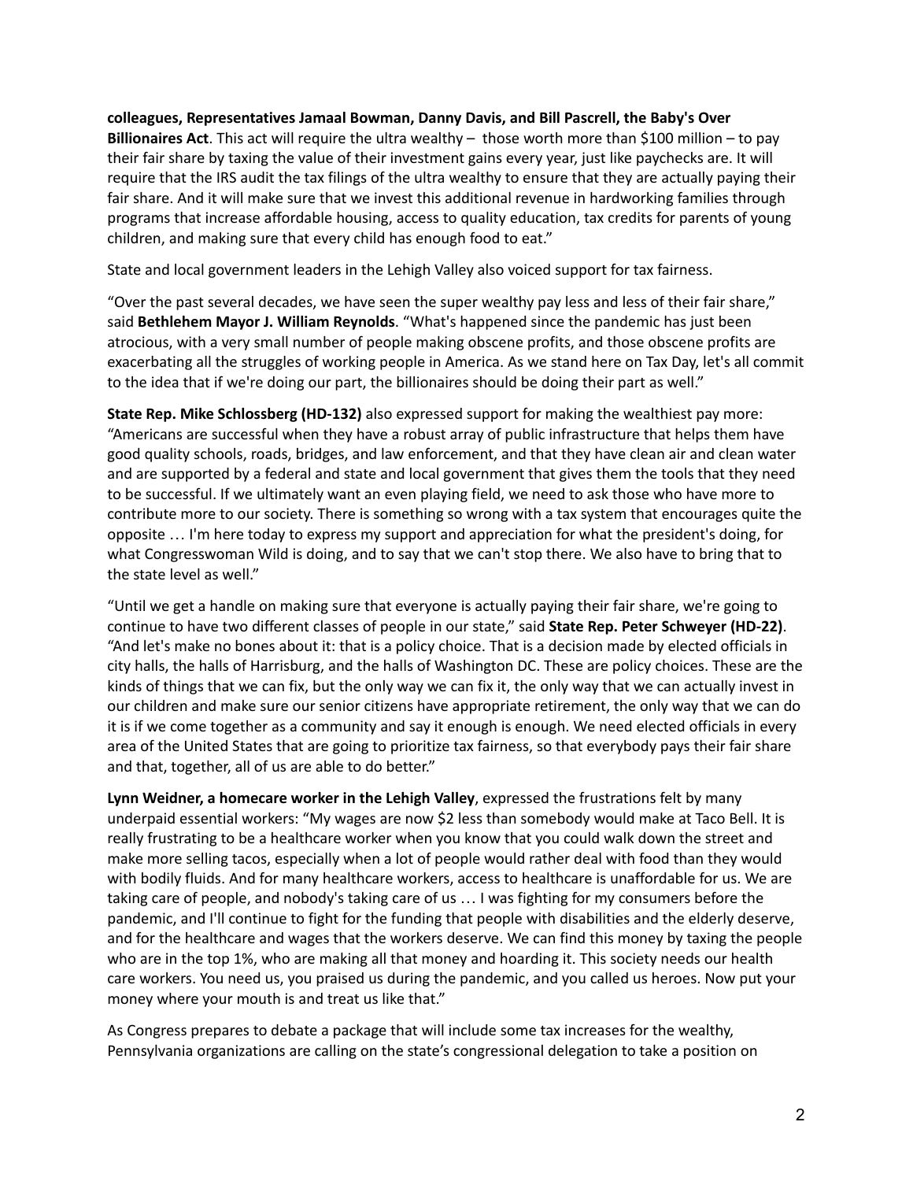**colleagues, Representatives Jamaal Bowman, Danny Davis, and Bill Pascrell, the Baby's Over Billionaires Act**. This act will require the ultra wealthy – those worth more than $100 million – to pay their fair share by taxing the value of their investment gains every year, just like paychecks are. It will require that the IRS audit the tax filings of the ultra wealthy to ensure that they are actually paying their fair share. And it will make sure that we invest this additional revenue in hardworking families through programs that increase affordable housing, access to quality education, tax credits for parents of young children, and making sure that every child has enough food to eat."

State and local government leaders in the Lehigh Valley also voiced support for tax fairness.

"Over the past several decades, we have seen the super wealthy pay less and less of their fair share," said **Bethlehem Mayor J. William Reynolds**. "What's happened since the pandemic has just been atrocious, with a very small number of people making obscene profits, and those obscene profits are exacerbating all the struggles of working people in America. As we stand here on Tax Day, let's all commit to the idea that if we're doing our part, the billionaires should be doing their part as well."

**State Rep. Mike Schlossberg (HD-132)** also expressed support for making the wealthiest pay more: "Americans are successful when they have a robust array of public infrastructure that helps them have good quality schools, roads, bridges, and law enforcement, and that they have clean air and clean water and are supported by a federal and state and local government that gives them the tools that they need to be successful. If we ultimately want an even playing field, we need to ask those who have more to contribute more to our society. There is something so wrong with a tax system that encourages quite the opposite … I'm here today to express my support and appreciation for what the president's doing, for what Congresswoman Wild is doing, and to say that we can't stop there. We also have to bring that to the state level as well."

"Until we get a handle on making sure that everyone is actually paying their fair share, we're going to continue to have two different classes of people in our state," said **State Rep. Peter Schweyer (HD-22)**. "And let's make no bones about it: that is a policy choice. That is a decision made by elected officials in city halls, the halls of Harrisburg, and the halls of Washington DC. These are policy choices. These are the kinds of things that we can fix, but the only way we can fix it, the only way that we can actually invest in our children and make sure our senior citizens have appropriate retirement, the only way that we can do it is if we come together as a community and say it enough is enough. We need elected officials in every area of the United States that are going to prioritize tax fairness, so that everybody pays their fair share and that, together, all of us are able to do better."

**Lynn Weidner, a homecare worker in the Lehigh Valley**, expressed the frustrations felt by many underpaid essential workers: "My wages are now $2 less than somebody would make at Taco Bell. It is really frustrating to be a healthcare worker when you know that you could walk down the street and make more selling tacos, especially when a lot of people would rather deal with food than they would with bodily fluids. And for many healthcare workers, access to healthcare is unaffordable for us. We are taking care of people, and nobody's taking care of us … I was fighting for my consumers before the pandemic, and I'll continue to fight for the funding that people with disabilities and the elderly deserve, and for the healthcare and wages that the workers deserve. We can find this money by taxing the people who are in the top 1%, who are making all that money and hoarding it. This society needs our health care workers. You need us, you praised us during the pandemic, and you called us heroes. Now put your money where your mouth is and treat us like that."

As Congress prepares to debate a package that will include some tax increases for the wealthy, Pennsylvania organizations are calling on the state's congressional delegation to take a position on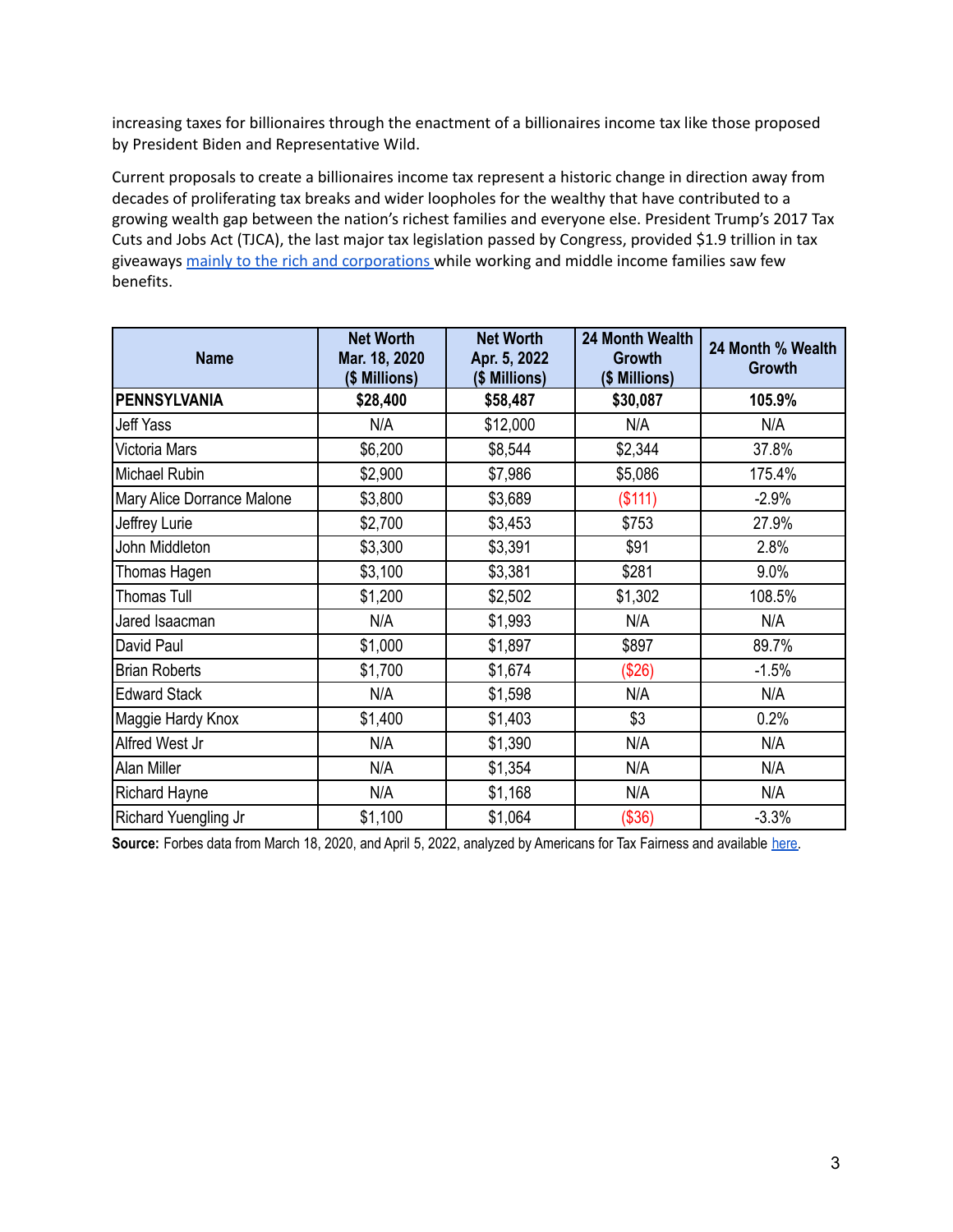increasing taxes for billionaires through the enactment of a billionaires income tax like those proposed by President Biden and Representative Wild.

Current proposals to create a billionaires income tax represent a historic change in direction away from decades of proliferating tax breaks and wider loopholes for the wealthy that have contributed to a growing wealth gap between the nation's richest families and everyone else. President Trump's 2017 Tax Cuts and Jobs Act (TJCA), the last major tax legislation passed by Congress, provided $1.9 trillion in tax giveaways mainly to the rich and corporations while working and middle income families saw few benefits.

| Name | Net Worth Mar. 18, 2020 ($ Millions) | Net Worth Apr. 5, 2022 ($ Millions) | 24 Month Wealth Growth ($ Millions) | 24 Month % Wealth Growth |
|---|---|---|---|---|
| **PENNSYLVANIA** | **$28,400** | **$58,487** | **$30,087** | **105.9%** |
| Jeff Yass | N/A | $12,000 | N/A | N/A |
| Victoria Mars | $6,200 | $8,544 | $2,344 | 37.8% |
| Michael Rubin | $2,900 | $7,986 | $5,086 | 175.4% |
| Mary Alice Dorrance Malone | $3,800 | $3,689 | ($111) | -2.9% |
| Jeffrey Lurie | $2,700 | $3,453 | $753 | 27.9% |
| John Middleton | $3,300 | $3,391 | $91 | 2.8% |
| Thomas Hagen | $3,100 | $3,381 | $281 | 9.0% |
| Thomas Tull | $1,200 | $2,502 | $1,302 | 108.5% |
| Jared Isaacman | N/A | $1,993 | N/A | N/A |
| David Paul | $1,000 | $1,897 | $897 | 89.7% |
| Brian Roberts | $1,700 | $1,674 | ($26) | -1.5% |
| Edward Stack | N/A | $1,598 | N/A | N/A |
| Maggie Hardy Knox | $1,400 | $1,403 | $3 | 0.2% |
| Alfred West Jr | N/A | $1,390 | N/A | N/A |
| Alan Miller | N/A | $1,354 | N/A | N/A |
| Richard Hayne | N/A | $1,168 | N/A | N/A |
| Richard Yuengling Jr | $1,100 | $1,064 | ($36) | -3.3% |

**Source:** Forbes data from March 18, 2020, and April 5, 2022, analyzed by Americans for Tax Fairness and available here.